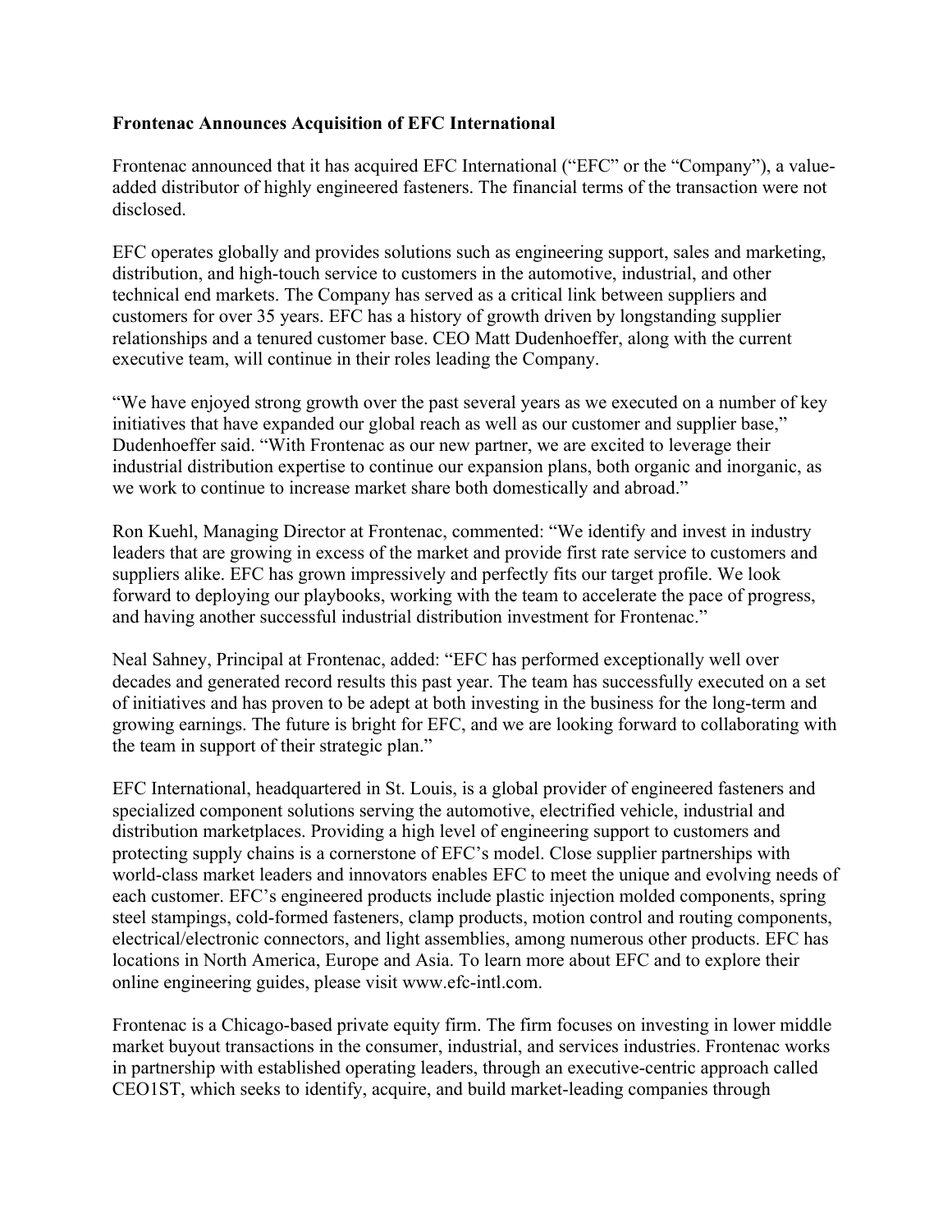**Frontenac Announces Acquisition of EFC International**

Frontenac announced that it has acquired EFC International ("EFC" or the "Company"), a value-added distributor of highly engineered fasteners. The financial terms of the transaction were not disclosed.

EFC operates globally and provides solutions such as engineering support, sales and marketing, distribution, and high-touch service to customers in the automotive, industrial, and other technical end markets. The Company has served as a critical link between suppliers and customers for over 35 years. EFC has a history of growth driven by longstanding supplier relationships and a tenured customer base. CEO Matt Dudenhoeffer, along with the current executive team, will continue in their roles leading the Company.

"We have enjoyed strong growth over the past several years as we executed on a number of key initiatives that have expanded our global reach as well as our customer and supplier base," Dudenhoeffer said. "With Frontenac as our new partner, we are excited to leverage their industrial distribution expertise to continue our expansion plans, both organic and inorganic, as we work to continue to increase market share both domestically and abroad."

Ron Kuehl, Managing Director at Frontenac, commented: "We identify and invest in industry leaders that are growing in excess of the market and provide first rate service to customers and suppliers alike. EFC has grown impressively and perfectly fits our target profile. We look forward to deploying our playbooks, working with the team to accelerate the pace of progress, and having another successful industrial distribution investment for Frontenac."

Neal Sahney, Principal at Frontenac, added: "EFC has performed exceptionally well over decades and generated record results this past year. The team has successfully executed on a set of initiatives and has proven to be adept at both investing in the business for the long-term and growing earnings. The future is bright for EFC, and we are looking forward to collaborating with the team in support of their strategic plan."

EFC International, headquartered in St. Louis, is a global provider of engineered fasteners and specialized component solutions serving the automotive, electrified vehicle, industrial and distribution marketplaces. Providing a high level of engineering support to customers and protecting supply chains is a cornerstone of EFC's model. Close supplier partnerships with world-class market leaders and innovators enables EFC to meet the unique and evolving needs of each customer. EFC's engineered products include plastic injection molded components, spring steel stampings, cold-formed fasteners, clamp products, motion control and routing components, electrical/electronic connectors, and light assemblies, among numerous other products. EFC has locations in North America, Europe and Asia. To learn more about EFC and to explore their online engineering guides, please visit www.efc-intl.com.

Frontenac is a Chicago-based private equity firm. The firm focuses on investing in lower middle market buyout transactions in the consumer, industrial, and services industries. Frontenac works in partnership with established operating leaders, through an executive-centric approach called CEO1ST, which seeks to identify, acquire, and build market-leading companies through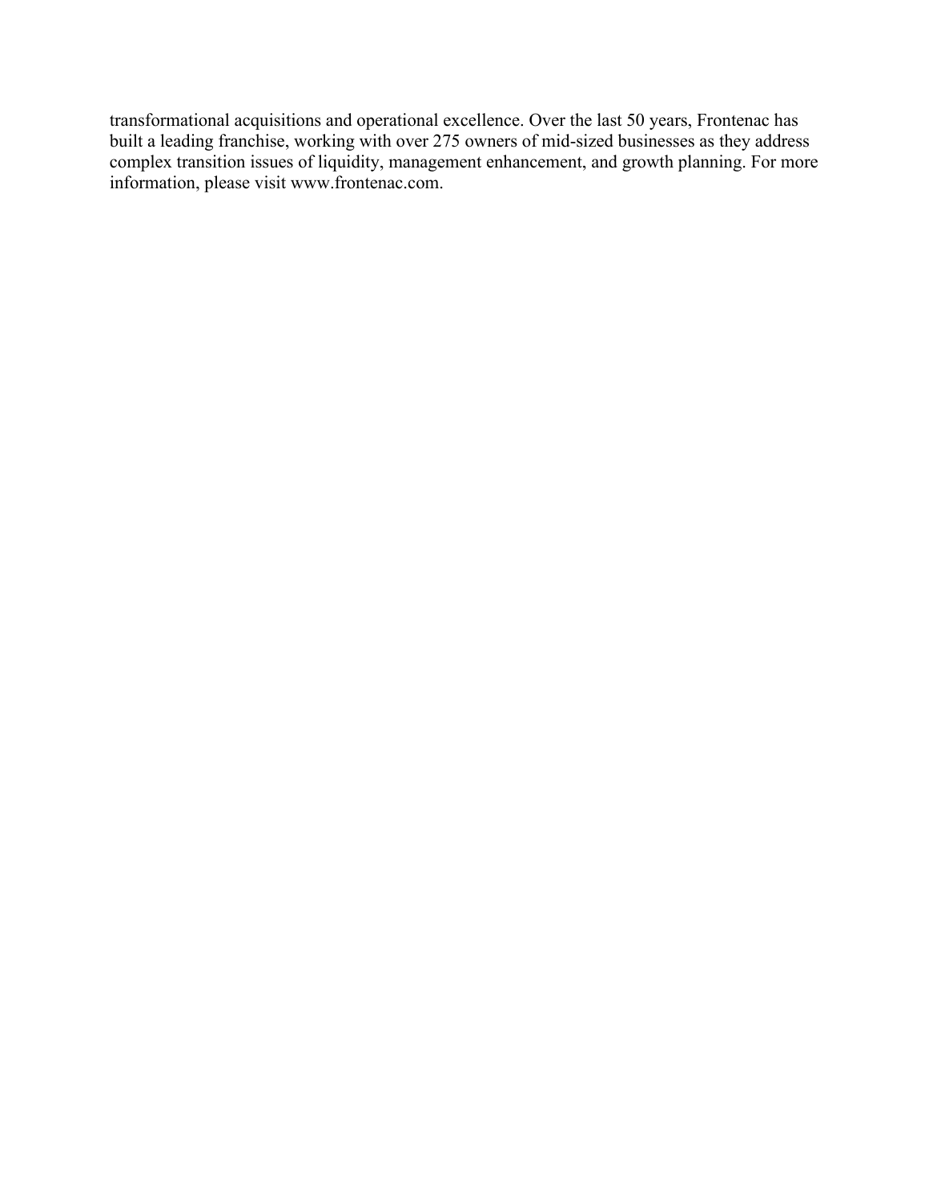transformational acquisitions and operational excellence. Over the last 50 years, Frontenac has built a leading franchise, working with over 275 owners of mid-sized businesses as they address complex transition issues of liquidity, management enhancement, and growth planning. For more information, please visit www.frontenac.com.